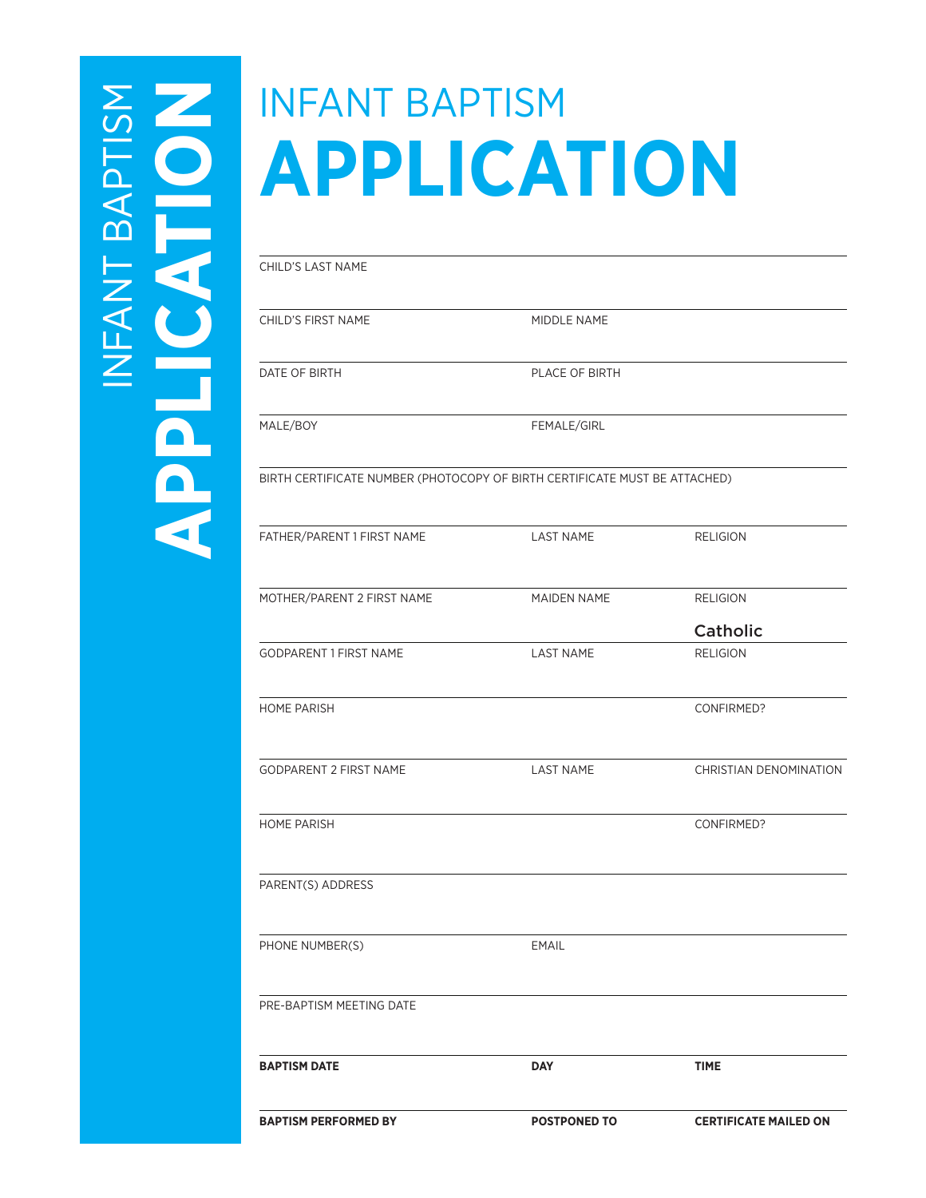# INFANT BAPTISM APPLICATION

CHILD'S LAST NAME

| CHILD'S FIRST NAME | MIDDLE NAME | |
|---|---|---|
| DATE OF BIRTH | PLACE OF BIRTH | |
| MALE/BOY | FEMALE/GIRL | |

BIRTH CERTIFICATE NUMBER (PHOTOCOPY OF BIRTH CERTIFICATE MUST BE ATTACHED)

| FATHER/PARENT 1 FIRST NAME | LAST NAME | RELIGION |
|---|---|---|
| MOTHER/PARENT 2 FIRST NAME | MAIDEN NAME | RELIGION |
| | | Catholic |
| GODPARENT 1 FIRST NAME | LAST NAME | RELIGION |
| HOME PARISH | | CONFIRMED? |
| GODPARENT 2 FIRST NAME | LAST NAME | CHRISTIAN DENOMINATION |
| HOME PARISH | | CONFIRMED? |

PARENT(S) ADDRESS

| PHONE NUMBER(S) | EMAIL | |
|---|---|---|

PRE-BAPTISM MEETING DATE

| **BAPTISM DATE** | **DAY** | **TIME** |
|---|---|---|
| **BAPTISM PERFORMED BY** | **POSTPONED TO** | **CERTIFICATE MAILED ON** |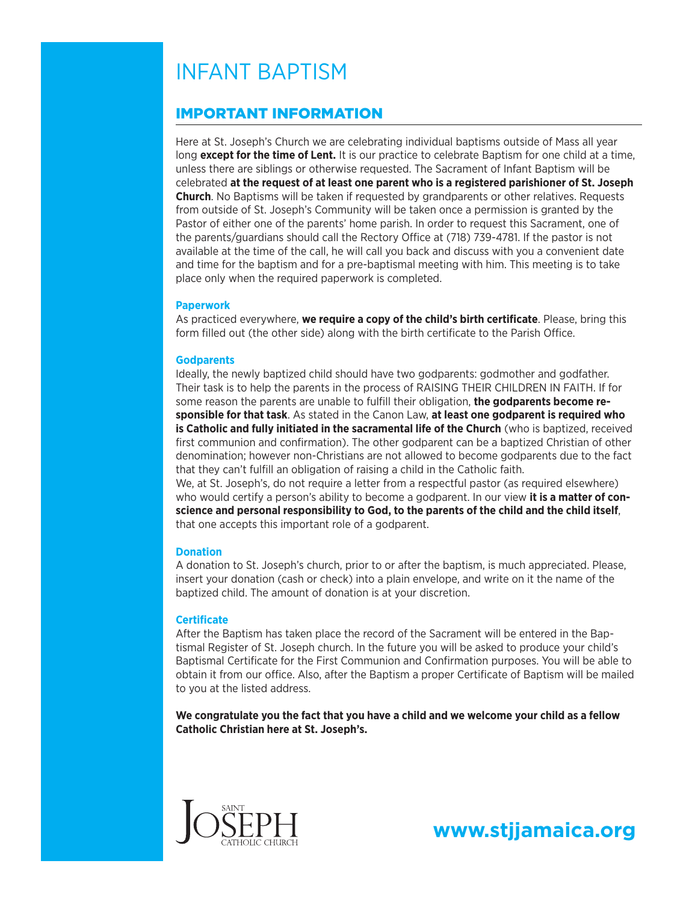# INFANT BAPTISM

## IMPORTANT INFORMATION

Here at St. Joseph's Church we are celebrating individual baptisms outside of Mass all year long **except for the time of Lent.** It is our practice to celebrate Baptism for one child at a time, unless there are siblings or otherwise requested. The Sacrament of Infant Baptism will be celebrated **at the request of at least one parent who is a registered parishioner of St. Joseph Church**. No Baptisms will be taken if requested by grandparents or other relatives. Requests from outside of St. Joseph's Community will be taken once a permission is granted by the Pastor of either one of the parents' home parish. In order to request this Sacrament, one of the parents/guardians should call the Rectory Office at (718) 739-4781. If the pastor is not available at the time of the call, he will call you back and discuss with you a convenient date and time for the baptism and for a pre-baptismal meeting with him. This meeting is to take place only when the required paperwork is completed.

### Paperwork

As practiced everywhere, **we require a copy of the child's birth certificate**. Please, bring this form filled out (the other side) along with the birth certificate to the Parish Office.

### Godparents

Ideally, the newly baptized child should have two godparents: godmother and godfather. Their task is to help the parents in the process of RAISING THEIR CHILDREN IN FAITH. If for some reason the parents are unable to fulfill their obligation, **the godparents become responsible for that task**. As stated in the Canon Law, **at least one godparent is required who is Catholic and fully initiated in the sacramental life of the Church** (who is baptized, received first communion and confirmation). The other godparent can be a baptized Christian of other denomination; however non-Christians are not allowed to become godparents due to the fact that they can't fulfill an obligation of raising a child in the Catholic faith.
We, at St. Joseph's, do not require a letter from a respectful pastor (as required elsewhere) who would certify a person's ability to become a godparent. In our view **it is a matter of conscience and personal responsibility to God, to the parents of the child and the child itself**, that one accepts this important role of a godparent.

### Donation

A donation to St. Joseph's church, prior to or after the baptism, is much appreciated. Please, insert your donation (cash or check) into a plain envelope, and write on it the name of the baptized child. The amount of donation is at your discretion.

### Certificate

After the Baptism has taken place the record of the Sacrament will be entered in the Baptismal Register of St. Joseph church. In the future you will be asked to produce your child's Baptismal Certificate for the First Communion and Confirmation purposes. You will be able to obtain it from our office. Also, after the Baptism a proper Certificate of Baptism will be mailed to you at the listed address.

**We congratulate you the fact that you have a child and we welcome your child as a fellow Catholic Christian here at St. Joseph's.**

SAINT JOSEPH CATHOLIC CHURCH

**www.stjjamaica.org**